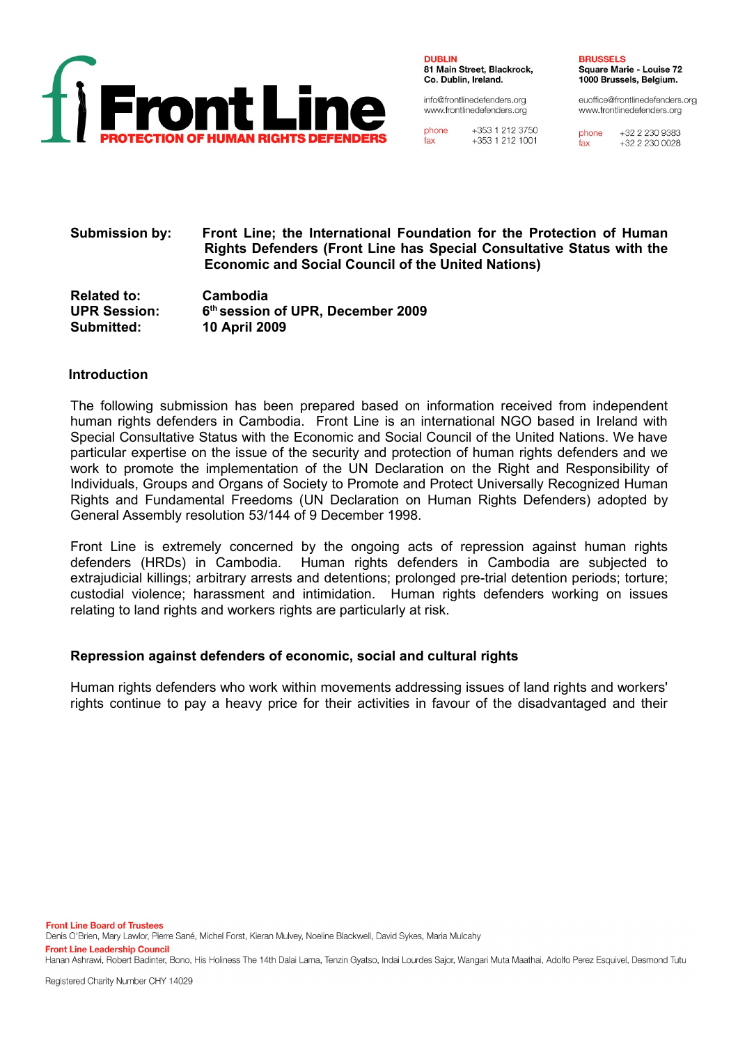**Front Line**
**PROTECTION OF HUMAN RIGHTS DEFENDERS**

**DUBLIN**
**81 Main Street, Blackrock,**
**Co. Dublin, Ireland.**

info@frontlinedefenders.org
www.frontlinedefenders.org

phone +353 1 212 3750
fax +353 1 212 1001

**BRUSSELS**
**Square Marie - Louise 72**
**1000 Brussels, Belgium.**

euoffice@frontlinedefenders.org
www.frontlinedefenders.org

phone +32 2 230 9383
fax +32 2 230 0028

| | |
|---|---|
| **Submission by:** | **Front Line; the International Foundation for the Protection of Human Rights Defenders (Front Line has Special Consultative Status with the Economic and Social Council of the United Nations)** |
| **Related to:** | **Cambodia** |
| **UPR Session:** | **6th session of UPR, December 2009** |
| **Submitted:** | **10 April 2009** |

## Introduction

The following submission has been prepared based on information received from independent human rights defenders in Cambodia. Front Line is an international NGO based in Ireland with Special Consultative Status with the Economic and Social Council of the United Nations. We have particular expertise on the issue of the security and protection of human rights defenders and we work to promote the implementation of the UN Declaration on the Right and Responsibility of Individuals, Groups and Organs of Society to Promote and Protect Universally Recognized Human Rights and Fundamental Freedoms (UN Declaration on Human Rights Defenders) adopted by General Assembly resolution 53/144 of 9 December 1998.

Front Line is extremely concerned by the ongoing acts of repression against human rights defenders (HRDs) in Cambodia. Human rights defenders in Cambodia are subjected to extrajudicial killings; arbitrary arrests and detentions; prolonged pre-trial detention periods; torture; custodial violence; harassment and intimidation. Human rights defenders working on issues relating to land rights and workers rights are particularly at risk.

## Repression against defenders of economic, social and cultural rights

Human rights defenders who work within movements addressing issues of land rights and workers' rights continue to pay a heavy price for their activities in favour of the disadvantaged and their

**Front Line Board of Trustees**
Denis O'Brien, Mary Lawlor, Pierre Sané, Michel Forst, Kieran Mulvey, Noeline Blackwell, David Sykes, Maria Mulcahy

**Front Line Leadership Council**
Hanan Ashrawi, Robert Badinter, Bono, His Holiness The 14th Dalai Lama, Tenzin Gyatso, Indai Lourdes Sajor, Wangari Muta Maathai, Adolfo Perez Esquivel, Desmond Tutu

Registered Charity Number CHY 14029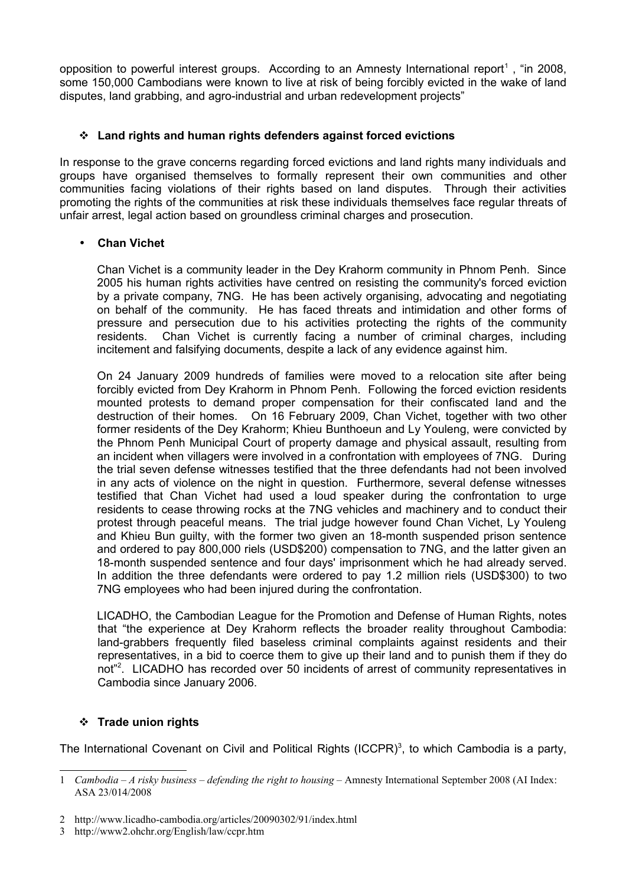opposition to powerful interest groups. According to an Amnesty International report[1] , "in 2008, some 150,000 Cambodians were known to live at risk of being forcibly evicted in the wake of land disputes, land grabbing, and agro-industrial and urban redevelopment projects"

## ❖ Land rights and human rights defenders against forced evictions

In response to the grave concerns regarding forced evictions and land rights many individuals and groups have organised themselves to formally represent their own communities and other communities facing violations of their rights based on land disputes. Through their activities promoting the rights of the communities at risk these individuals themselves face regular threats of unfair arrest, legal action based on groundless criminal charges and prosecution.

- **Chan Vichet**

  Chan Vichet is a community leader in the Dey Krahorm community in Phnom Penh. Since 2005 his human rights activities have centred on resisting the community's forced eviction by a private company, 7NG. He has been actively organising, advocating and negotiating on behalf of the community. He has faced threats and intimidation and other forms of pressure and persecution due to his activities protecting the rights of the community residents. Chan Vichet is currently facing a number of criminal charges, including incitement and falsifying documents, despite a lack of any evidence against him.

  On 24 January 2009 hundreds of families were moved to a relocation site after being forcibly evicted from Dey Krahorm in Phnom Penh. Following the forced eviction residents mounted protests to demand proper compensation for their confiscated land and the destruction of their homes. On 16 February 2009, Chan Vichet, together with two other former residents of the Dey Krahorm; Khieu Bunthoeun and Ly Youleng, were convicted by the Phnom Penh Municipal Court of property damage and physical assault, resulting from an incident when villagers were involved in a confrontation with employees of 7NG. During the trial seven defense witnesses testified that the three defendants had not been involved in any acts of violence on the night in question. Furthermore, several defense witnesses testified that Chan Vichet had used a loud speaker during the confrontation to urge residents to cease throwing rocks at the 7NG vehicles and machinery and to conduct their protest through peaceful means. The trial judge however found Chan Vichet, Ly Youleng and Khieu Bun guilty, with the former two given an 18-month suspended prison sentence and ordered to pay 800,000 riels (USD$200) compensation to 7NG, and the latter given an 18-month suspended sentence and four days' imprisonment which he had already served. In addition the three defendants were ordered to pay 1.2 million riels (USD$300) to two 7NG employees who had been injured during the confrontation.

  LICADHO, the Cambodian League for the Promotion and Defense of Human Rights, notes that "the experience at Dey Krahorm reflects the broader reality throughout Cambodia: land-grabbers frequently filed baseless criminal complaints against residents and their representatives, in a bid to coerce them to give up their land and to punish them if they do not"[2]. LICADHO has recorded over 50 incidents of arrest of community representatives in Cambodia since January 2006.

## ❖ Trade union rights

The International Covenant on Civil and Political Rights (ICCPR)[3], to which Cambodia is a party,

---

1 *Cambodia – A risky business – defending the right to housing* – Amnesty International September 2008 (AI Index: ASA 23/014/2008

2 http://www.licadho-cambodia.org/articles/20090302/91/index.html

3 http://www2.ohchr.org/English/law/ccpr.htm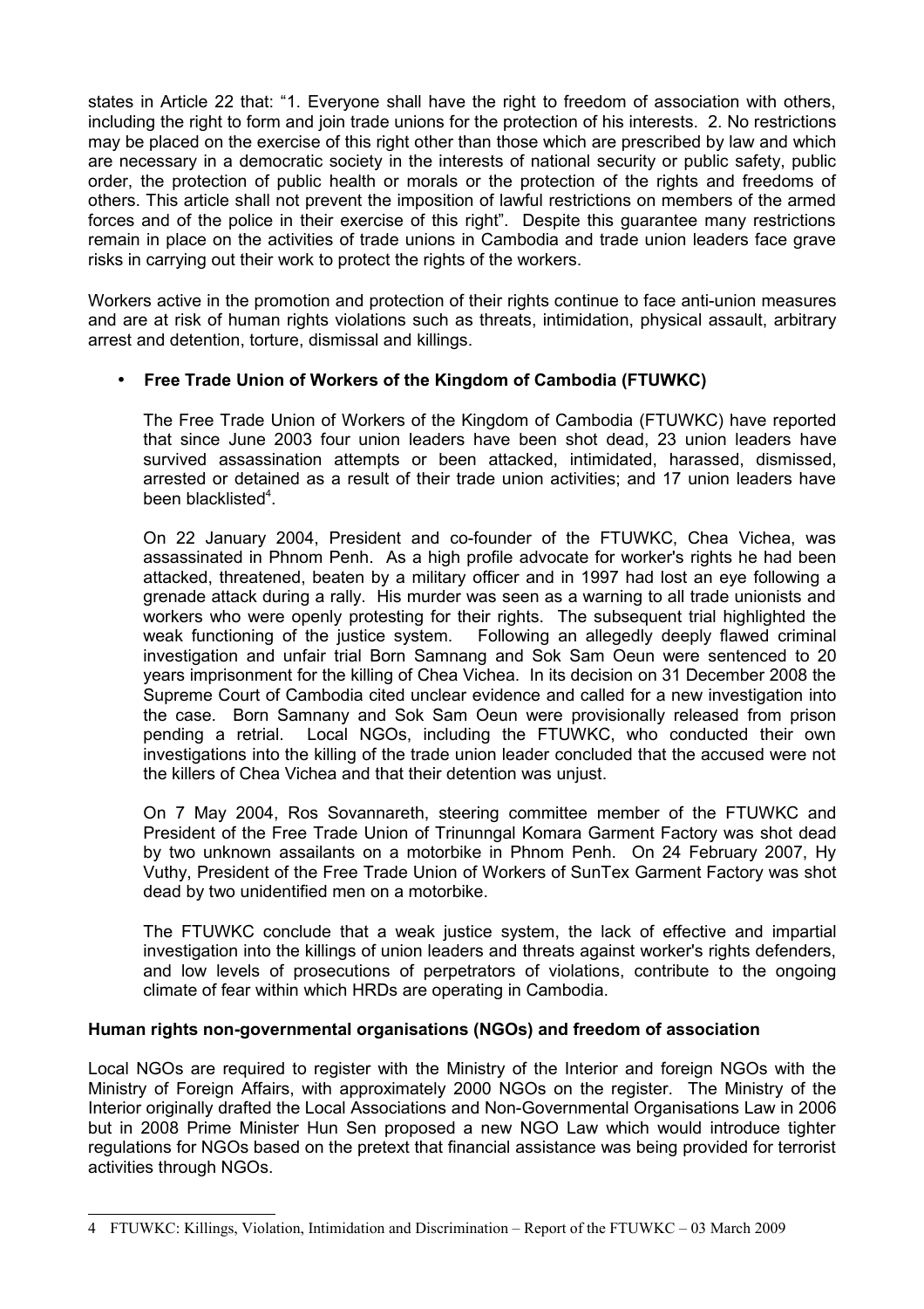states in Article 22 that: "1. Everyone shall have the right to freedom of association with others, including the right to form and join trade unions for the protection of his interests. 2. No restrictions may be placed on the exercise of this right other than those which are prescribed by law and which are necessary in a democratic society in the interests of national security or public safety, public order, the protection of public health or morals or the protection of the rights and freedoms of others. This article shall not prevent the imposition of lawful restrictions on members of the armed forces and of the police in their exercise of this right". Despite this guarantee many restrictions remain in place on the activities of trade unions in Cambodia and trade union leaders face grave risks in carrying out their work to protect the rights of the workers.

Workers active in the promotion and protection of their rights continue to face anti-union measures and are at risk of human rights violations such as threats, intimidation, physical assault, arbitrary arrest and detention, torture, dismissal and killings.

- **Free Trade Union of Workers of the Kingdom of Cambodia (FTUWKC)**

  The Free Trade Union of Workers of the Kingdom of Cambodia (FTUWKC) have reported that since June 2003 four union leaders have been shot dead, 23 union leaders have survived assassination attempts or been attacked, intimidated, harassed, dismissed, arrested or detained as a result of their trade union activities; and 17 union leaders have been blacklisted[4].

  On 22 January 2004, President and co-founder of the FTUWKC, Chea Vichea, was assassinated in Phnom Penh. As a high profile advocate for worker's rights he had been attacked, threatened, beaten by a military officer and in 1997 had lost an eye following a grenade attack during a rally. His murder was seen as a warning to all trade unionists and workers who were openly protesting for their rights. The subsequent trial highlighted the weak functioning of the justice system. Following an allegedly deeply flawed criminal investigation and unfair trial Born Samnang and Sok Sam Oeun were sentenced to 20 years imprisonment for the killing of Chea Vichea. In its decision on 31 December 2008 the Supreme Court of Cambodia cited unclear evidence and called for a new investigation into the case. Born Samnany and Sok Sam Oeun were provisionally released from prison pending a retrial. Local NGOs, including the FTUWKC, who conducted their own investigations into the killing of the trade union leader concluded that the accused were not the killers of Chea Vichea and that their detention was unjust.

  On 7 May 2004, Ros Sovannareth, steering committee member of the FTUWKC and President of the Free Trade Union of Trinunngal Komara Garment Factory was shot dead by two unknown assailants on a motorbike in Phnom Penh. On 24 February 2007, Hy Vuthy, President of the Free Trade Union of Workers of SunTex Garment Factory was shot dead by two unidentified men on a motorbike.

  The FTUWKC conclude that a weak justice system, the lack of effective and impartial investigation into the killings of union leaders and threats against worker's rights defenders, and low levels of prosecutions of perpetrators of violations, contribute to the ongoing climate of fear within which HRDs are operating in Cambodia.

**Human rights non-governmental organisations (NGOs) and freedom of association**

Local NGOs are required to register with the Ministry of the Interior and foreign NGOs with the Ministry of Foreign Affairs, with approximately 2000 NGOs on the register. The Ministry of the Interior originally drafted the Local Associations and Non-Governmental Organisations Law in 2006 but in 2008 Prime Minister Hun Sen proposed a new NGO Law which would introduce tighter regulations for NGOs based on the pretext that financial assistance was being provided for terrorist activities through NGOs.

---

4 FTUWKC: Killings, Violation, Intimidation and Discrimination – Report of the FTUWKC – 03 March 2009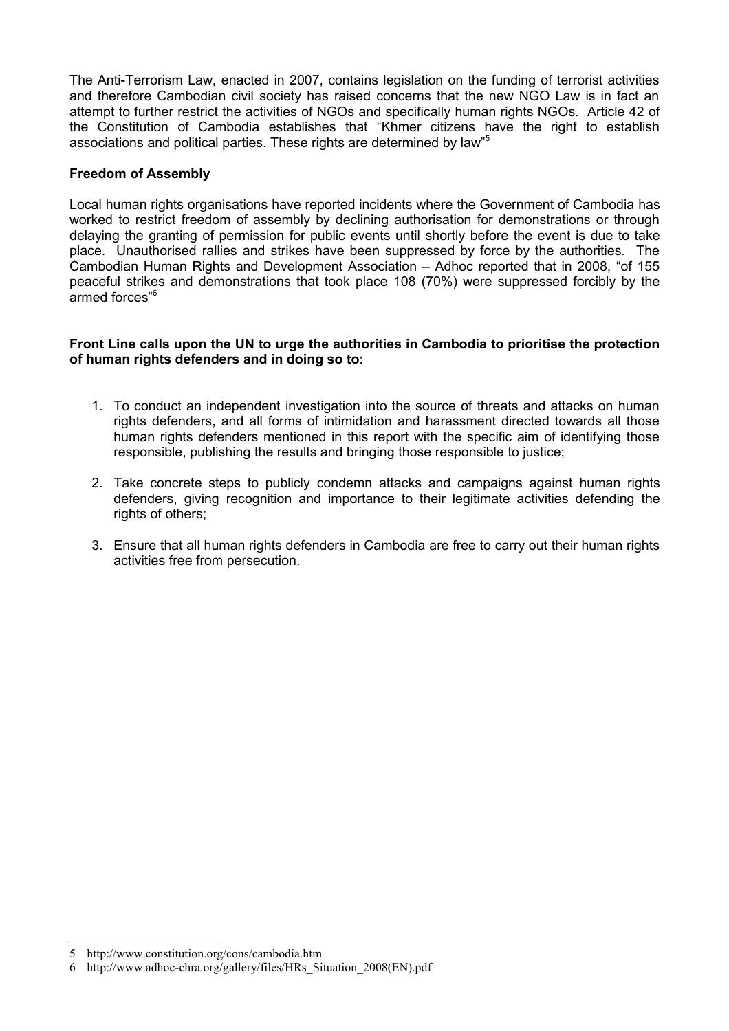The Anti-Terrorism Law, enacted in 2007, contains legislation on the funding of terrorist activities and therefore Cambodian civil society has raised concerns that the new NGO Law is in fact an attempt to further restrict the activities of NGOs and specifically human rights NGOs. Article 42 of the Constitution of Cambodia establishes that "Khmer citizens have the right to establish associations and political parties. These rights are determined by law"[5]

**Freedom of Assembly**

Local human rights organisations have reported incidents where the Government of Cambodia has worked to restrict freedom of assembly by declining authorisation for demonstrations or through delaying the granting of permission for public events until shortly before the event is due to take place. Unauthorised rallies and strikes have been suppressed by force by the authorities. The Cambodian Human Rights and Development Association – Adhoc reported that in 2008, "of 155 peaceful strikes and demonstrations that took place 108 (70%) were suppressed forcibly by the armed forces"[6]

**Front Line calls upon the UN to urge the authorities in Cambodia to prioritise the protection of human rights defenders and in doing so to:**

1. To conduct an independent investigation into the source of threats and attacks on human rights defenders, and all forms of intimidation and harassment directed towards all those human rights defenders mentioned in this report with the specific aim of identifying those responsible, publishing the results and bringing those responsible to justice;

2. Take concrete steps to publicly condemn attacks and campaigns against human rights defenders, giving recognition and importance to their legitimate activities defending the rights of others;

3. Ensure that all human rights defenders in Cambodia are free to carry out their human rights activities free from persecution.

---

5 http://www.constitution.org/cons/cambodia.htm

6 http://www.adhoc-chra.org/gallery/files/HRs_Situation_2008(EN).pdf